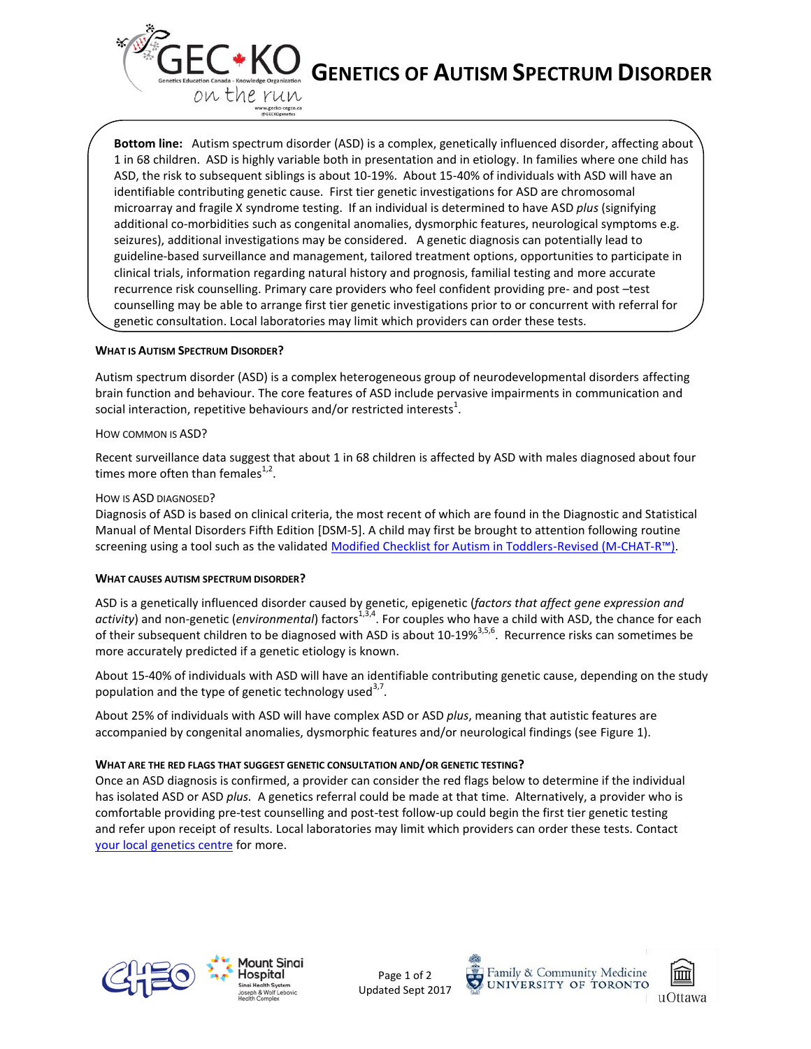# GENETICS OF AUTISM SPECTRUM DISORDER

**Bottom line:** Autism spectrum disorder (ASD) is a complex, genetically influenced disorder, affecting about 1 in 68 children. ASD is highly variable both in presentation and in etiology. In families where one child has ASD, the risk to subsequent siblings is about 10-19%. About 15-40% of individuals with ASD will have an identifiable contributing genetic cause. First tier genetic investigations for ASD are chromosomal microarray and fragile X syndrome testing. If an individual is determined to have ASD *plus* (signifying additional co-morbidities such as congenital anomalies, dysmorphic features, neurological symptoms e.g. seizures), additional investigations may be considered. A genetic diagnosis can potentially lead to guideline-based surveillance and management, tailored treatment options, opportunities to participate in clinical trials, information regarding natural history and prognosis, familial testing and more accurate recurrence risk counselling. Primary care providers who feel confident providing pre- and post –test counselling may be able to arrange first tier genetic investigations prior to or concurrent with referral for genetic consultation. Local laboratories may limit which providers can order these tests.

## WHAT IS AUTISM SPECTRUM DISORDER?

Autism spectrum disorder (ASD) is a complex heterogeneous group of neurodevelopmental disorders affecting brain function and behaviour. The core features of ASD include pervasive impairments in communication and social interaction, repetitive behaviours and/or restricted interests[1].

### HOW COMMON IS ASD?

Recent surveillance data suggest that about 1 in 68 children is affected by ASD with males diagnosed about four times more often than females[1,2].

### HOW IS ASD DIAGNOSED?

Diagnosis of ASD is based on clinical criteria, the most recent of which are found in the Diagnostic and Statistical Manual of Mental Disorders Fifth Edition [DSM-5]. A child may first be brought to attention following routine screening using a tool such as the validated Modified Checklist for Autism in Toddlers-Revised (M-CHAT-R™).

## WHAT CAUSES AUTISM SPECTRUM DISORDER?

ASD is a genetically influenced disorder caused by genetic, epigenetic (*factors that affect gene expression and activity*) and non-genetic (*environmental*) factors[1,3,4]. For couples who have a child with ASD, the chance for each of their subsequent children to be diagnosed with ASD is about 10-19%[3,5,6]. Recurrence risks can sometimes be more accurately predicted if a genetic etiology is known.

About 15-40% of individuals with ASD will have an identifiable contributing genetic cause, depending on the study population and the type of genetic technology used[3,7].

About 25% of individuals with ASD will have complex ASD or ASD *plus*, meaning that autistic features are accompanied by congenital anomalies, dysmorphic features and/or neurological findings (see Figure 1).

## WHAT ARE THE RED FLAGS THAT SUGGEST GENETIC CONSULTATION AND/OR GENETIC TESTING?

Once an ASD diagnosis is confirmed, a provider can consider the red flags below to determine if the individual has isolated ASD or ASD *plus.* A genetics referral could be made at that time. Alternatively, a provider who is comfortable providing pre-test counselling and post-test follow-up could begin the first tier genetic testing and refer upon receipt of results. Local laboratories may limit which providers can order these tests. Contact your local genetics centre for more.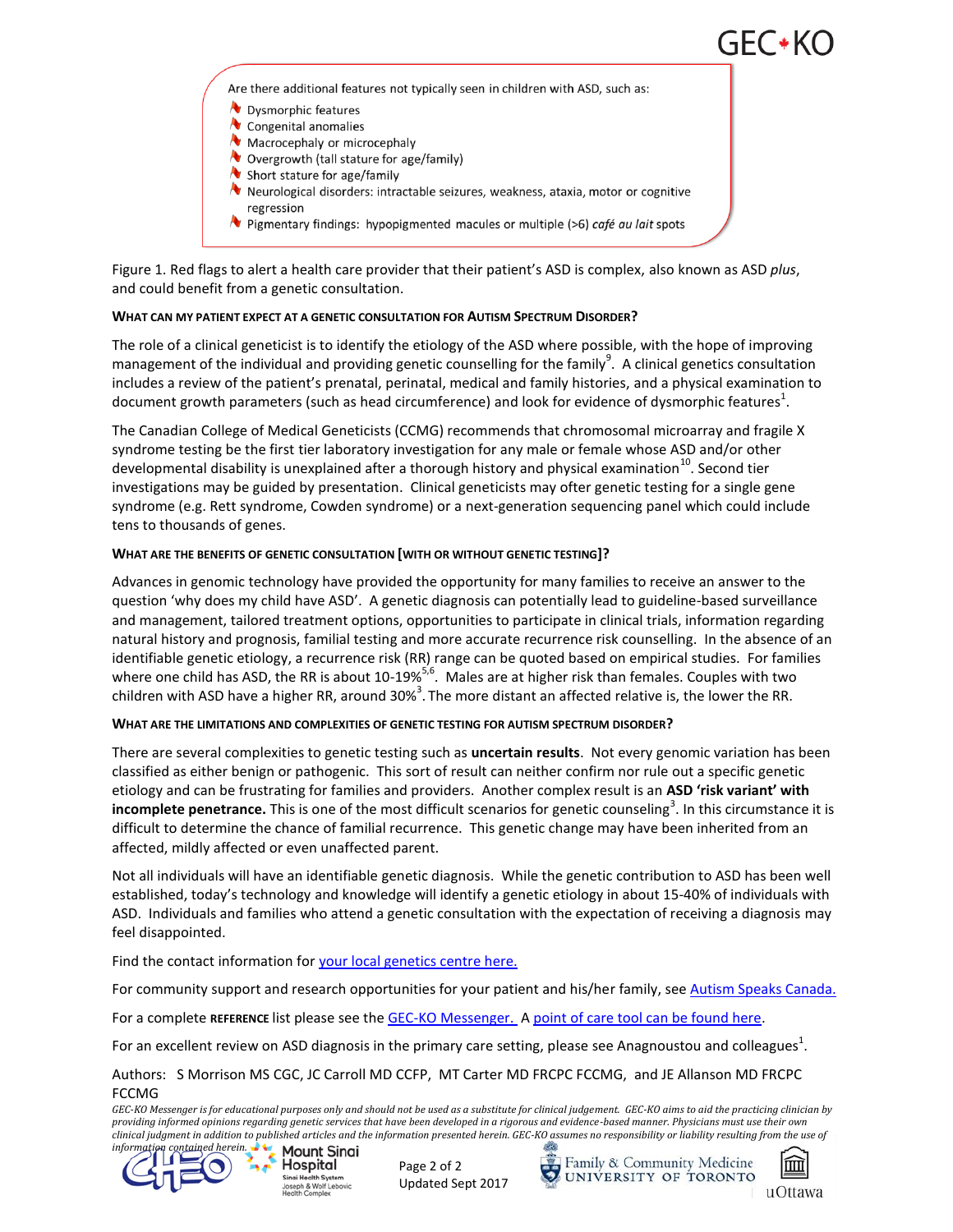Are there additional features not typically seen in children with ASD, such as:

- Dysmorphic features
- Congenital anomalies
- Macrocephaly or microcephaly
- Overgrowth (tall stature for age/family)
- Short stature for age/family
- Neurological disorders: intractable seizures, weakness, ataxia, motor or cognitive regression
- Pigmentary findings: hypopigmented macules or multiple (>6) *café au lait* spots

Figure 1. Red flags to alert a health care provider that their patient's ASD is complex, also known as ASD *plus*, and could benefit from a genetic consultation.

#### WHAT CAN MY PATIENT EXPECT AT A GENETIC CONSULTATION FOR AUTISM SPECTRUM DISORDER?

The role of a clinical geneticist is to identify the etiology of the ASD where possible, with the hope of improving management of the individual and providing genetic counselling for the family[9]. A clinical genetics consultation includes a review of the patient's prenatal, perinatal, medical and family histories, and a physical examination to document growth parameters (such as head circumference) and look for evidence of dysmorphic features[1].

The Canadian College of Medical Geneticists (CCMG) recommends that chromosomal microarray and fragile X syndrome testing be the first tier laboratory investigation for any male or female whose ASD and/or other developmental disability is unexplained after a thorough history and physical examination[10]. Second tier investigations may be guided by presentation. Clinical geneticists may offer genetic testing for a single gene syndrome (e.g. Rett syndrome, Cowden syndrome) or a next-generation sequencing panel which could include tens to thousands of genes.

#### WHAT ARE THE BENEFITS OF GENETIC CONSULTATION [WITH OR WITHOUT GENETIC TESTING]?

Advances in genomic technology have provided the opportunity for many families to receive an answer to the question 'why does my child have ASD'. A genetic diagnosis can potentially lead to guideline-based surveillance and management, tailored treatment options, opportunities to participate in clinical trials, information regarding natural history and prognosis, familial testing and more accurate recurrence risk counselling. In the absence of an identifiable genetic etiology, a recurrence risk (RR) range can be quoted based on empirical studies. For families where one child has ASD, the RR is about 10-19%[5,6]. Males are at higher risk than females. Couples with two children with ASD have a higher RR, around 30%[3]. The more distant an affected relative is, the lower the RR.

#### WHAT ARE THE LIMITATIONS AND COMPLEXITIES OF GENETIC TESTING FOR AUTISM SPECTRUM DISORDER?

There are several complexities to genetic testing such as **uncertain results**. Not every genomic variation has been classified as either benign or pathogenic. This sort of result can neither confirm nor rule out a specific genetic etiology and can be frustrating for families and providers. Another complex result is an **ASD 'risk variant' with incomplete penetrance.** This is one of the most difficult scenarios for genetic counseling[3]. In this circumstance it is difficult to determine the chance of familial recurrence. This genetic change may have been inherited from an affected, mildly affected or even unaffected parent.

Not all individuals will have an identifiable genetic diagnosis. While the genetic contribution to ASD has been well established, today's technology and knowledge will identify a genetic etiology in about 15-40% of individuals with ASD. Individuals and families who attend a genetic consultation with the expectation of receiving a diagnosis may feel disappointed.

Find the contact information for your local genetics centre here.

For community support and research opportunities for your patient and his/her family, see Autism Speaks Canada.

For a complete **REFERENCE** list please see the GEC-KO Messenger. A point of care tool can be found here.

For an excellent review on ASD diagnosis in the primary care setting, please see Anagnoustou and colleagues[1].

Authors: S Morrison MS CGC, JC Carroll MD CCFP, MT Carter MD FRCPC FCCMG, and JE Allanson MD FRCPC FCCMG

*GEC-KO Messenger is for educational purposes only and should not be used as a substitute for clinical judgement. GEC-KO aims to aid the practicing clinician by providing informed opinions regarding genetic services that have been developed in a rigorous and evidence-based manner. Physicians must use their own clinical judgment in addition to published articles and the information presented herein. GEC-KO assumes no responsibility or liability resulting from the use of information contained herein.*

Updated Sept 2017